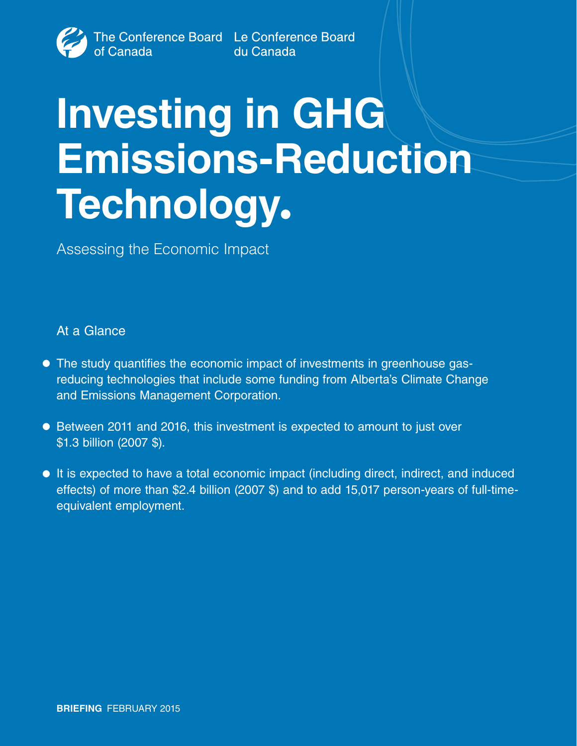The Conference Board of Canada | Le Conference Board du Canada

# Investing in GHG Emissions-Reduction Technology.

Assessing the Economic Impact

## At a Glance

- The study quantifies the economic impact of investments in greenhouse gas-reducing technologies that include some funding from Alberta's Climate Change and Emissions Management Corporation.
- Between 2011 and 2016, this investment is expected to amount to just over $1.3 billion (2007 $).
- It is expected to have a total economic impact (including direct, indirect, and induced effects) of more than $2.4 billion (2007 $) and to add 15,017 person-years of full-time-equivalent employment.

**BRIEFING** FEBRUARY 2015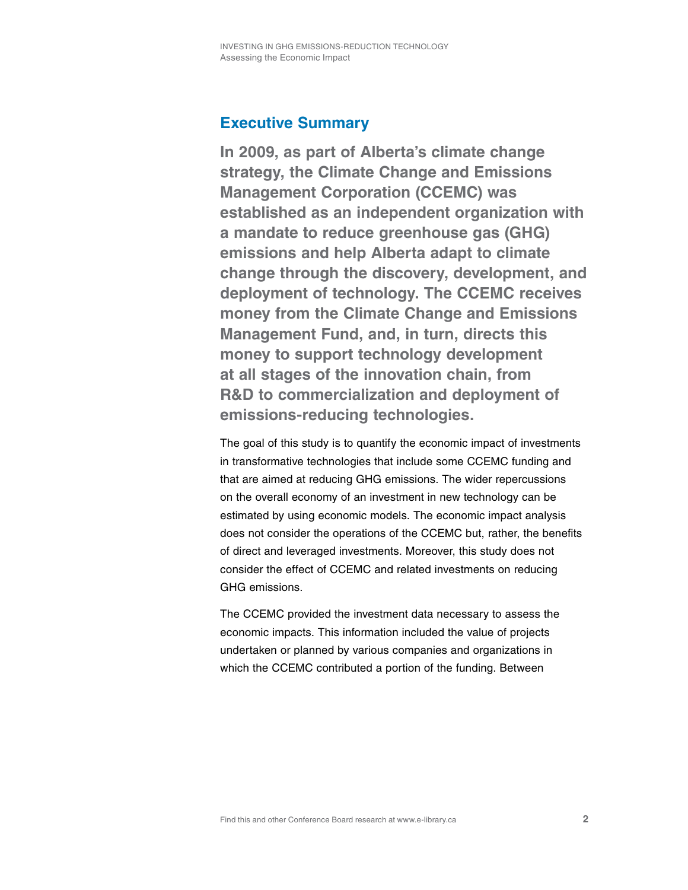## Executive Summary

**In 2009, as part of Alberta's climate change strategy, the Climate Change and Emissions Management Corporation (CCEMC) was established as an independent organization with a mandate to reduce greenhouse gas (GHG) emissions and help Alberta adapt to climate change through the discovery, development, and deployment of technology. The CCEMC receives money from the Climate Change and Emissions Management Fund, and, in turn, directs this money to support technology development at all stages of the innovation chain, from R&D to commercialization and deployment of emissions-reducing technologies.**

The goal of this study is to quantify the economic impact of investments in transformative technologies that include some CCEMC funding and that are aimed at reducing GHG emissions. The wider repercussions on the overall economy of an investment in new technology can be estimated by using economic models. The economic impact analysis does not consider the operations of the CCEMC but, rather, the benefits of direct and leveraged investments. Moreover, this study does not consider the effect of CCEMC and related investments on reducing GHG emissions.

The CCEMC provided the investment data necessary to assess the economic impacts. This information included the value of projects undertaken or planned by various companies and organizations in which the CCEMC contributed a portion of the funding. Between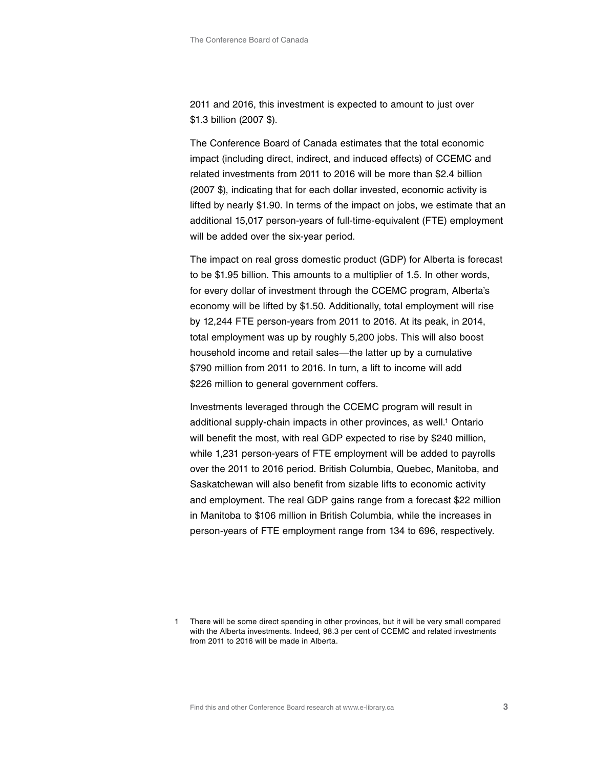2011 and 2016, this investment is expected to amount to just over $1.3 billion (2007 $).

The Conference Board of Canada estimates that the total economic impact (including direct, indirect, and induced effects) of CCEMC and related investments from 2011 to 2016 will be more than $2.4 billion (2007 $), indicating that for each dollar invested, economic activity is lifted by nearly $1.90. In terms of the impact on jobs, we estimate that an additional 15,017 person-years of full-time-equivalent (FTE) employment will be added over the six-year period.

The impact on real gross domestic product (GDP) for Alberta is forecast to be $1.95 billion. This amounts to a multiplier of 1.5. In other words, for every dollar of investment through the CCEMC program, Alberta's economy will be lifted by $1.50. Additionally, total employment will rise by 12,244 FTE person-years from 2011 to 2016. At its peak, in 2014, total employment was up by roughly 5,200 jobs. This will also boost household income and retail sales—the latter up by a cumulative $790 million from 2011 to 2016. In turn, a lift to income will add $226 million to general government coffers.

Investments leveraged through the CCEMC program will result in additional supply-chain impacts in other provinces, as well.[1] Ontario will benefit the most, with real GDP expected to rise by $240 million, while 1,231 person-years of FTE employment will be added to payrolls over the 2011 to 2016 period. British Columbia, Quebec, Manitoba, and Saskatchewan will also benefit from sizable lifts to economic activity and employment. The real GDP gains range from a forecast $22 million in Manitoba to $106 million in British Columbia, while the increases in person-years of FTE employment range from 134 to 696, respectively.

1 There will be some direct spending in other provinces, but it will be very small compared with the Alberta investments. Indeed, 98.3 per cent of CCEMC and related investments from 2011 to 2016 will be made in Alberta.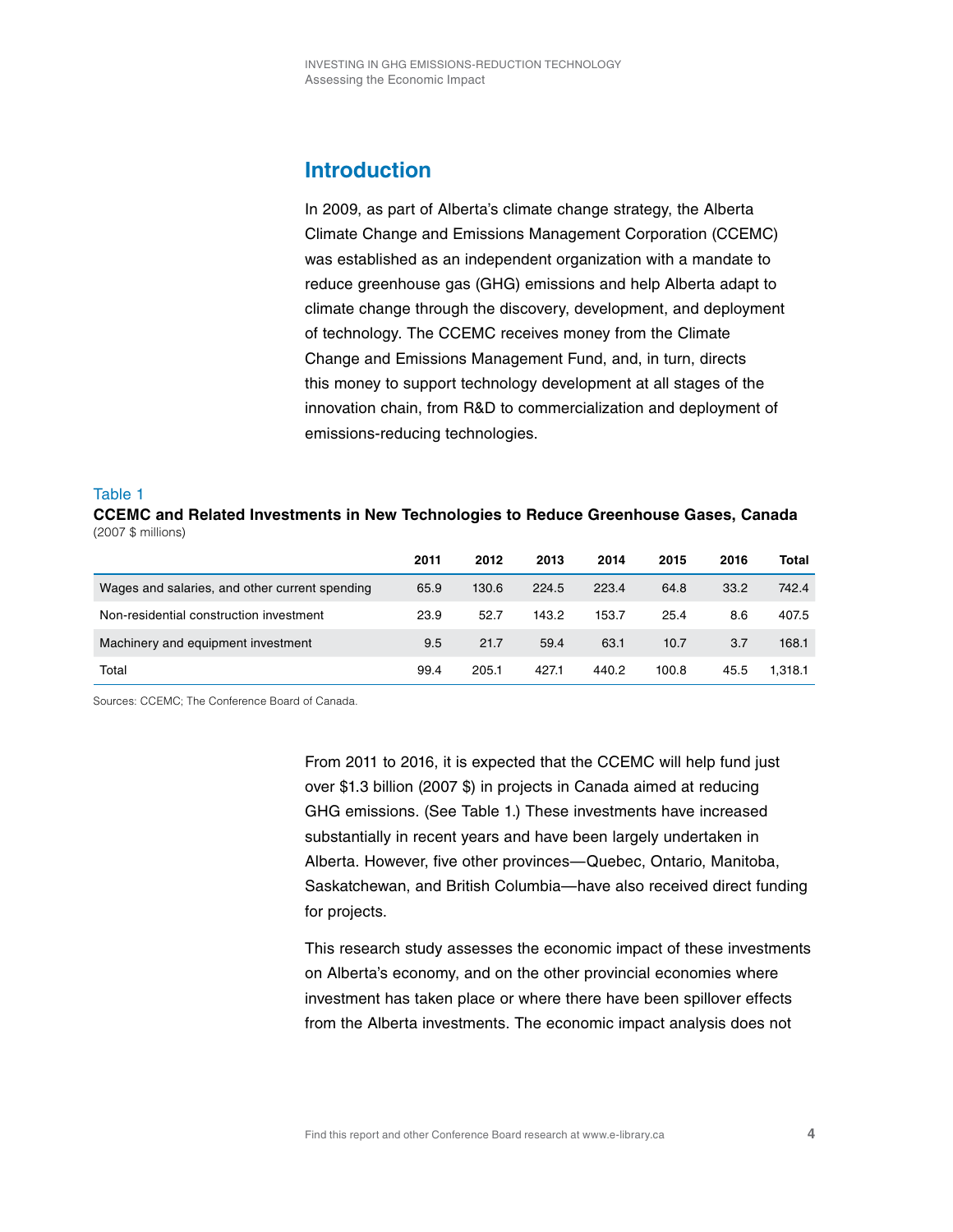## Introduction

In 2009, as part of Alberta's climate change strategy, the Alberta Climate Change and Emissions Management Corporation (CCEMC) was established as an independent organization with a mandate to reduce greenhouse gas (GHG) emissions and help Alberta adapt to climate change through the discovery, development, and deployment of technology. The CCEMC receives money from the Climate Change and Emissions Management Fund, and, in turn, directs this money to support technology development at all stages of the innovation chain, from R&D to commercialization and deployment of emissions-reducing technologies.

Table 1

**CCEMC and Related Investments in New Technologies to Reduce Greenhouse Gases, Canada**
(2007 $ millions)

| | 2011 | 2012 | 2013 | 2014 | 2015 | 2016 | Total |
|---|---|---|---|---|---|---|---|
| Wages and salaries, and other current spending | 65.9 | 130.6 | 224.5 | 223.4 | 64.8 | 33.2 | 742.4 |
| Non-residential construction investment | 23.9 | 52.7 | 143.2 | 153.7 | 25.4 | 8.6 | 407.5 |
| Machinery and equipment investment | 9.5 | 21.7 | 59.4 | 63.1 | 10.7 | 3.7 | 168.1 |
| Total | 99.4 | 205.1 | 427.1 | 440.2 | 100.8 | 45.5 | 1,318.1 |

Sources: CCEMC; The Conference Board of Canada.

From 2011 to 2016, it is expected that the CCEMC will help fund just over $1.3 billion (2007 $) in projects in Canada aimed at reducing GHG emissions. (See Table 1.) These investments have increased substantially in recent years and have been largely undertaken in Alberta. However, five other provinces—Quebec, Ontario, Manitoba, Saskatchewan, and British Columbia—have also received direct funding for projects.

This research study assesses the economic impact of these investments on Alberta's economy, and on the other provincial economies where investment has taken place or where there have been spillover effects from the Alberta investments. The economic impact analysis does not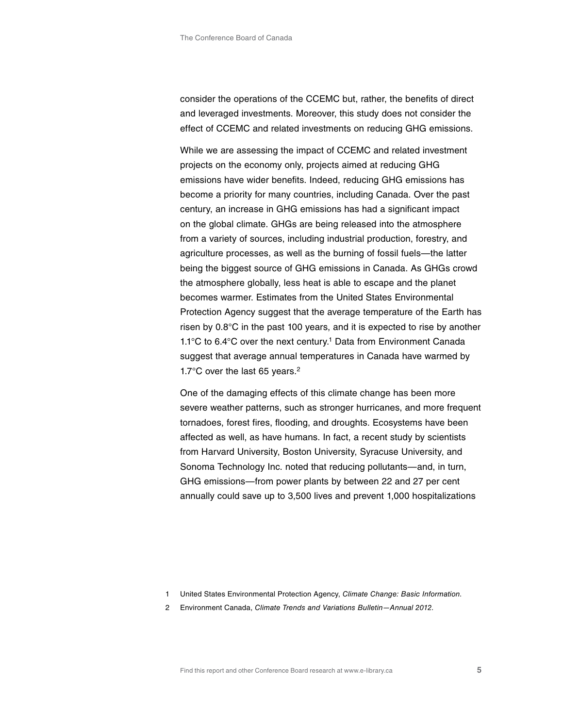consider the operations of the CCEMC but, rather, the benefits of direct and leveraged investments. Moreover, this study does not consider the effect of CCEMC and related investments on reducing GHG emissions.

While we are assessing the impact of CCEMC and related investment projects on the economy only, projects aimed at reducing GHG emissions have wider benefits. Indeed, reducing GHG emissions has become a priority for many countries, including Canada. Over the past century, an increase in GHG emissions has had a significant impact on the global climate. GHGs are being released into the atmosphere from a variety of sources, including industrial production, forestry, and agriculture processes, as well as the burning of fossil fuels—the latter being the biggest source of GHG emissions in Canada. As GHGs crowd the atmosphere globally, less heat is able to escape and the planet becomes warmer. Estimates from the United States Environmental Protection Agency suggest that the average temperature of the Earth has risen by 0.8°C in the past 100 years, and it is expected to rise by another 1.1°C to 6.4°C over the next century.[1] Data from Environment Canada suggest that average annual temperatures in Canada have warmed by 1.7°C over the last 65 years.[2]

One of the damaging effects of this climate change has been more severe weather patterns, such as stronger hurricanes, and more frequent tornadoes, forest fires, flooding, and droughts. Ecosystems have been affected as well, as have humans. In fact, a recent study by scientists from Harvard University, Boston University, Syracuse University, and Sonoma Technology Inc. noted that reducing pollutants—and, in turn, GHG emissions—from power plants by between 22 and 27 per cent annually could save up to 3,500 lives and prevent 1,000 hospitalizations

1 United States Environmental Protection Agency, *Climate Change: Basic Information*.

2 Environment Canada, *Climate Trends and Variations Bulletin—Annual 2012*.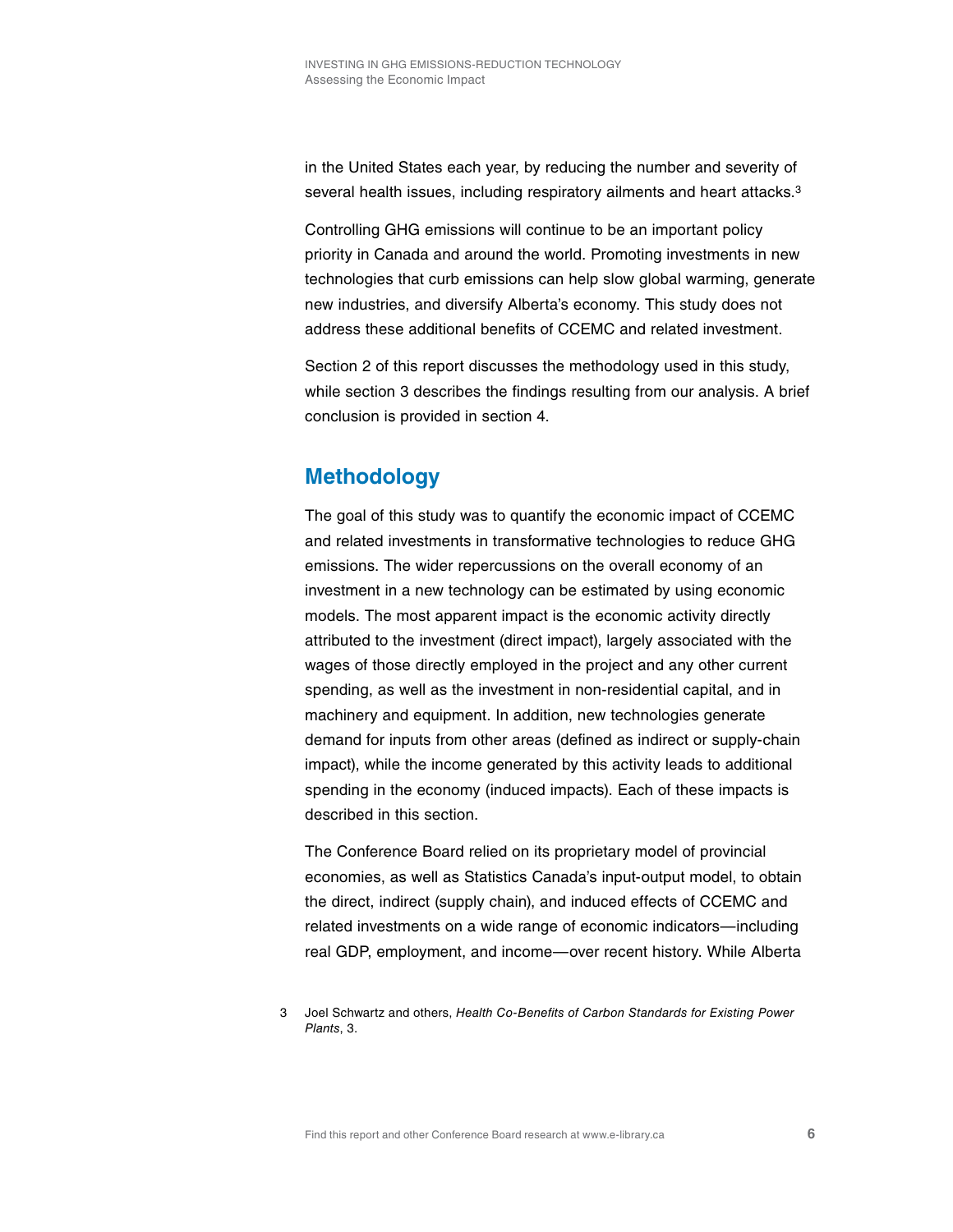in the United States each year, by reducing the number and severity of several health issues, including respiratory ailments and heart attacks.[3]

Controlling GHG emissions will continue to be an important policy priority in Canada and around the world. Promoting investments in new technologies that curb emissions can help slow global warming, generate new industries, and diversify Alberta's economy. This study does not address these additional benefits of CCEMC and related investment.

Section 2 of this report discusses the methodology used in this study, while section 3 describes the findings resulting from our analysis. A brief conclusion is provided in section 4.

## Methodology

The goal of this study was to quantify the economic impact of CCEMC and related investments in transformative technologies to reduce GHG emissions. The wider repercussions on the overall economy of an investment in a new technology can be estimated by using economic models. The most apparent impact is the economic activity directly attributed to the investment (direct impact), largely associated with the wages of those directly employed in the project and any other current spending, as well as the investment in non-residential capital, and in machinery and equipment. In addition, new technologies generate demand for inputs from other areas (defined as indirect or supply-chain impact), while the income generated by this activity leads to additional spending in the economy (induced impacts). Each of these impacts is described in this section.

The Conference Board relied on its proprietary model of provincial economies, as well as Statistics Canada's input-output model, to obtain the direct, indirect (supply chain), and induced effects of CCEMC and related investments on a wide range of economic indicators—including real GDP, employment, and income—over recent history. While Alberta

3 Joel Schwartz and others, *Health Co-Benefits of Carbon Standards for Existing Power Plants*, 3.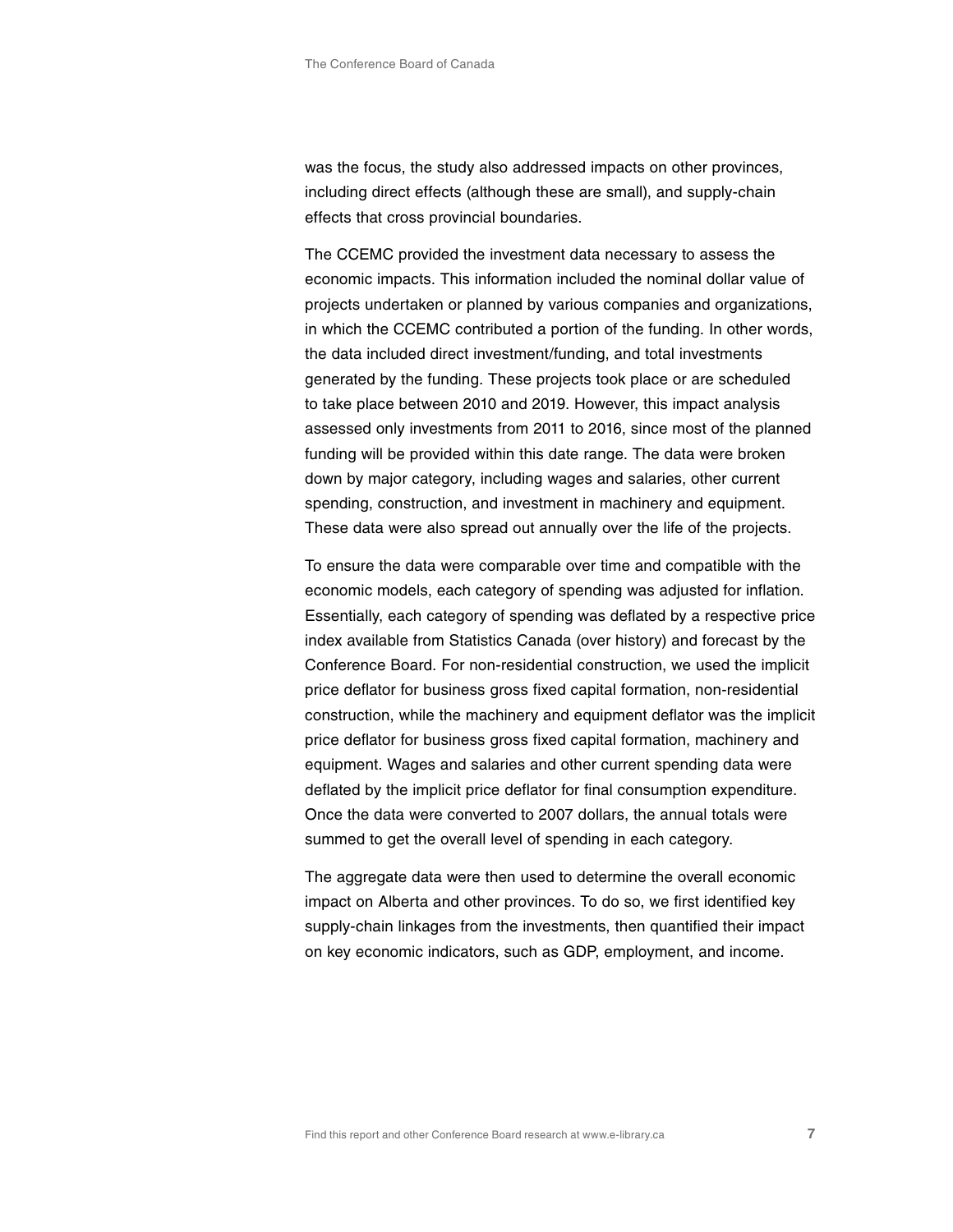was the focus, the study also addressed impacts on other provinces, including direct effects (although these are small), and supply-chain effects that cross provincial boundaries.

The CCEMC provided the investment data necessary to assess the economic impacts. This information included the nominal dollar value of projects undertaken or planned by various companies and organizations, in which the CCEMC contributed a portion of the funding. In other words, the data included direct investment/funding, and total investments generated by the funding. These projects took place or are scheduled to take place between 2010 and 2019. However, this impact analysis assessed only investments from 2011 to 2016, since most of the planned funding will be provided within this date range. The data were broken down by major category, including wages and salaries, other current spending, construction, and investment in machinery and equipment. These data were also spread out annually over the life of the projects.

To ensure the data were comparable over time and compatible with the economic models, each category of spending was adjusted for inflation. Essentially, each category of spending was deflated by a respective price index available from Statistics Canada (over history) and forecast by the Conference Board. For non-residential construction, we used the implicit price deflator for business gross fixed capital formation, non-residential construction, while the machinery and equipment deflator was the implicit price deflator for business gross fixed capital formation, machinery and equipment. Wages and salaries and other current spending data were deflated by the implicit price deflator for final consumption expenditure. Once the data were converted to 2007 dollars, the annual totals were summed to get the overall level of spending in each category.

The aggregate data were then used to determine the overall economic impact on Alberta and other provinces. To do so, we first identified key supply-chain linkages from the investments, then quantified their impact on key economic indicators, such as GDP, employment, and income.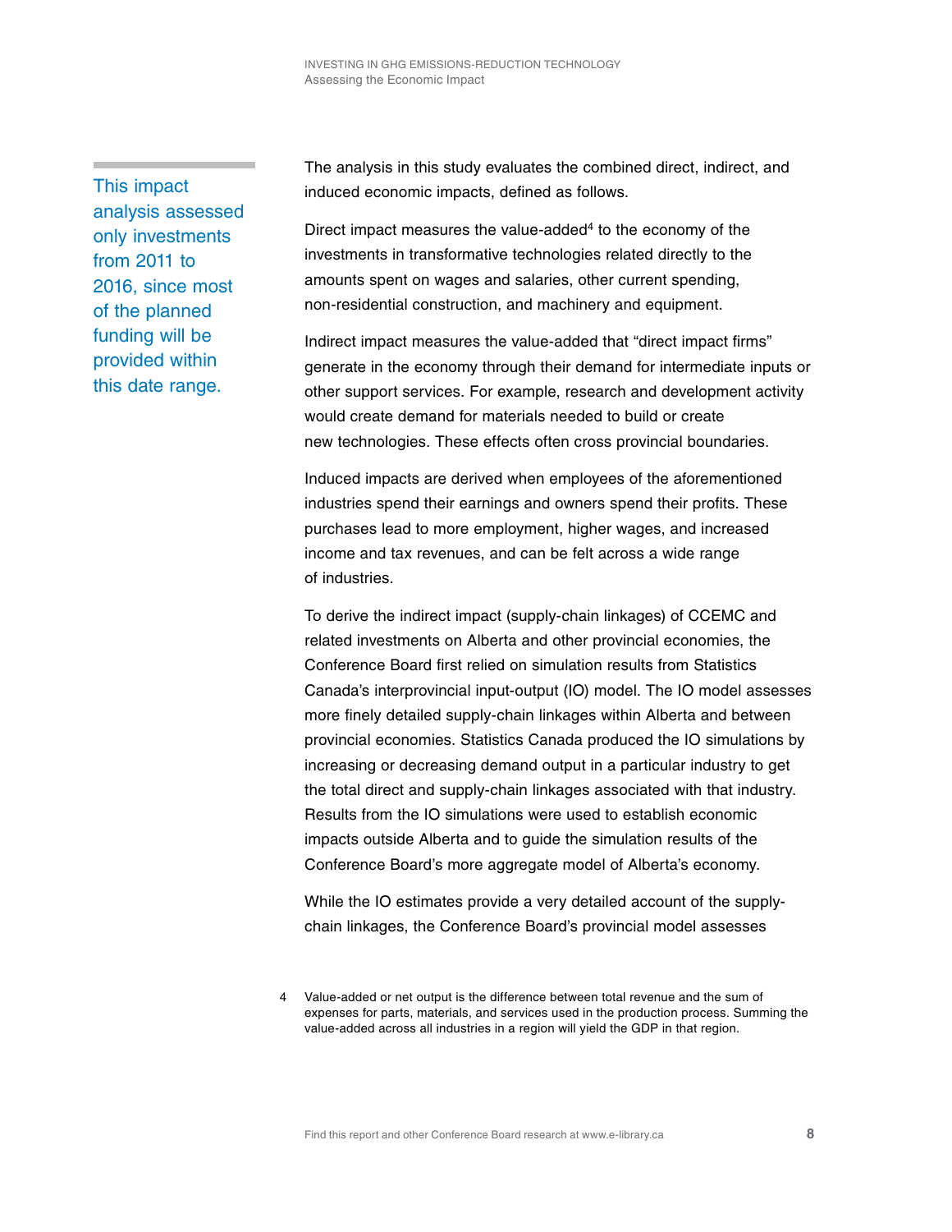This impact analysis assessed only investments from 2011 to 2016, since most of the planned funding will be provided within this date range.

The analysis in this study evaluates the combined direct, indirect, and induced economic impacts, defined as follows.

Direct impact measures the value-added[4] to the economy of the investments in transformative technologies related directly to the amounts spent on wages and salaries, other current spending, non-residential construction, and machinery and equipment.

Indirect impact measures the value-added that "direct impact firms" generate in the economy through their demand for intermediate inputs or other support services. For example, research and development activity would create demand for materials needed to build or create new technologies. These effects often cross provincial boundaries.

Induced impacts are derived when employees of the aforementioned industries spend their earnings and owners spend their profits. These purchases lead to more employment, higher wages, and increased income and tax revenues, and can be felt across a wide range of industries.

To derive the indirect impact (supply-chain linkages) of CCEMC and related investments on Alberta and other provincial economies, the Conference Board first relied on simulation results from Statistics Canada's interprovincial input-output (IO) model. The IO model assesses more finely detailed supply-chain linkages within Alberta and between provincial economies. Statistics Canada produced the IO simulations by increasing or decreasing demand output in a particular industry to get the total direct and supply-chain linkages associated with that industry. Results from the IO simulations were used to establish economic impacts outside Alberta and to guide the simulation results of the Conference Board's more aggregate model of Alberta's economy.

While the IO estimates provide a very detailed account of the supply-chain linkages, the Conference Board's provincial model assesses

4 Value-added or net output is the difference between total revenue and the sum of expenses for parts, materials, and services used in the production process. Summing the value-added across all industries in a region will yield the GDP in that region.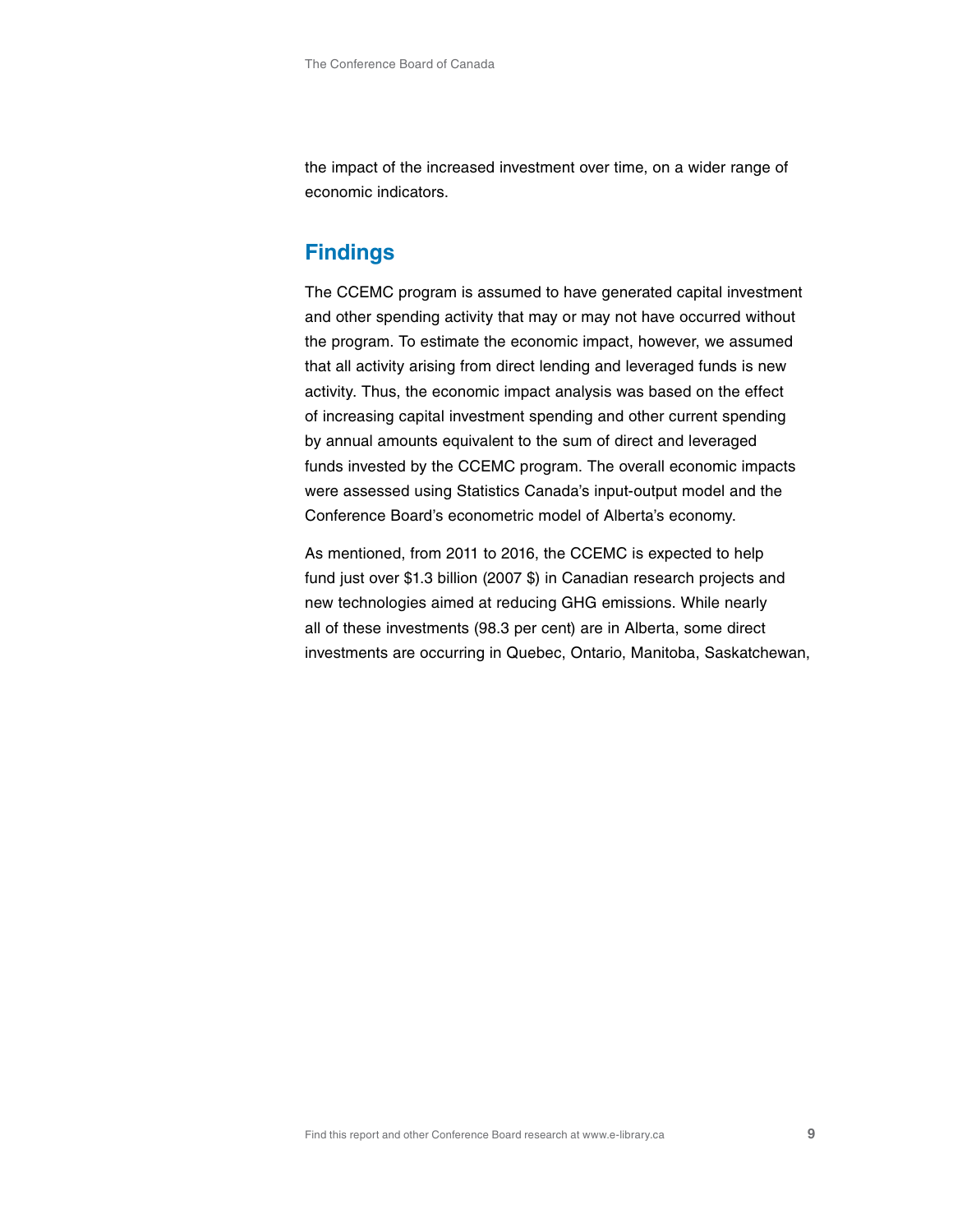the impact of the increased investment over time, on a wider range of economic indicators.

## Findings

The CCEMC program is assumed to have generated capital investment and other spending activity that may or may not have occurred without the program. To estimate the economic impact, however, we assumed that all activity arising from direct lending and leveraged funds is new activity. Thus, the economic impact analysis was based on the effect of increasing capital investment spending and other current spending by annual amounts equivalent to the sum of direct and leveraged funds invested by the CCEMC program. The overall economic impacts were assessed using Statistics Canada's input-output model and the Conference Board's econometric model of Alberta's economy.

As mentioned, from 2011 to 2016, the CCEMC is expected to help fund just over $1.3 billion (2007 $) in Canadian research projects and new technologies aimed at reducing GHG emissions. While nearly all of these investments (98.3 per cent) are in Alberta, some direct investments are occurring in Quebec, Ontario, Manitoba, Saskatchewan,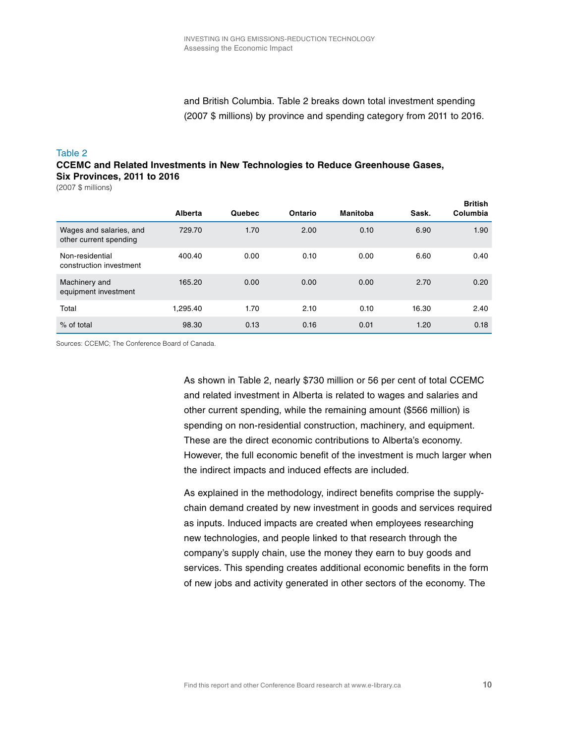and British Columbia. Table 2 breaks down total investment spending (2007 $ millions) by province and spending category from 2011 to 2016.

Table 2

**CCEMC and Related Investments in New Technologies to Reduce Greenhouse Gases, Six Provinces, 2011 to 2016**

(2007 $ millions)

| | Alberta | Quebec | Ontario | Manitoba | Sask. | British Columbia |
|---|---|---|---|---|---|---|
| Wages and salaries, and other current spending | 729.70 | 1.70 | 2.00 | 0.10 | 6.90 | 1.90 |
| Non-residential construction investment | 400.40 | 0.00 | 0.10 | 0.00 | 6.60 | 0.40 |
| Machinery and equipment investment | 165.20 | 0.00 | 0.00 | 0.00 | 2.70 | 0.20 |
| Total | 1,295.40 | 1.70 | 2.10 | 0.10 | 16.30 | 2.40 |
| % of total | 98.30 | 0.13 | 0.16 | 0.01 | 1.20 | 0.18 |

Sources: CCEMC; The Conference Board of Canada.

As shown in Table 2, nearly $730 million or 56 per cent of total CCEMC and related investment in Alberta is related to wages and salaries and other current spending, while the remaining amount ($566 million) is spending on non-residential construction, machinery, and equipment. These are the direct economic contributions to Alberta's economy. However, the full economic benefit of the investment is much larger when the indirect impacts and induced effects are included.

As explained in the methodology, indirect benefits comprise the supply-chain demand created by new investment in goods and services required as inputs. Induced impacts are created when employees researching new technologies, and people linked to that research through the company's supply chain, use the money they earn to buy goods and services. This spending creates additional economic benefits in the form of new jobs and activity generated in other sectors of the economy. The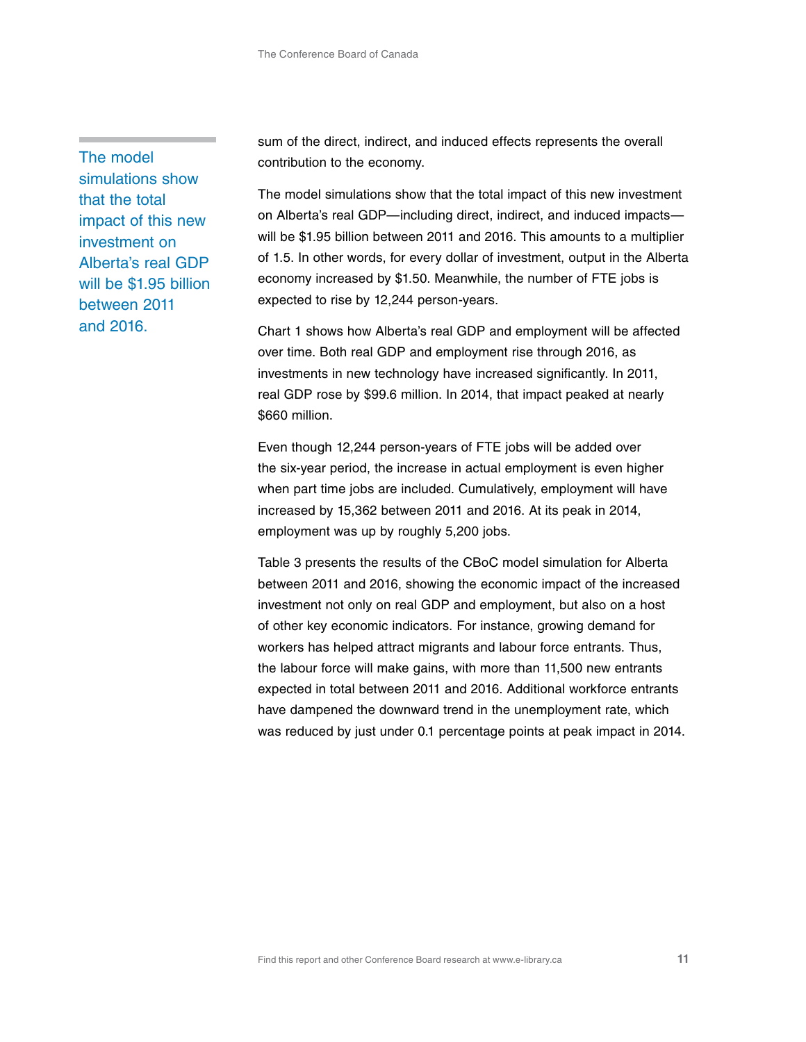The model simulations show that the total impact of this new investment on Alberta's real GDP will be $1.95 billion between 2011 and 2016.

sum of the direct, indirect, and induced effects represents the overall contribution to the economy.

The model simulations show that the total impact of this new investment on Alberta's real GDP—including direct, indirect, and induced impacts—will be $1.95 billion between 2011 and 2016. This amounts to a multiplier of 1.5. In other words, for every dollar of investment, output in the Alberta economy increased by $1.50. Meanwhile, the number of FTE jobs is expected to rise by 12,244 person-years.

Chart 1 shows how Alberta's real GDP and employment will be affected over time. Both real GDP and employment rise through 2016, as investments in new technology have increased significantly. In 2011, real GDP rose by $99.6 million. In 2014, that impact peaked at nearly $660 million.

Even though 12,244 person-years of FTE jobs will be added over the six-year period, the increase in actual employment is even higher when part time jobs are included. Cumulatively, employment will have increased by 15,362 between 2011 and 2016. At its peak in 2014, employment was up by roughly 5,200 jobs.

Table 3 presents the results of the CBoC model simulation for Alberta between 2011 and 2016, showing the economic impact of the increased investment not only on real GDP and employment, but also on a host of other key economic indicators. For instance, growing demand for workers has helped attract migrants and labour force entrants. Thus, the labour force will make gains, with more than 11,500 new entrants expected in total between 2011 and 2016. Additional workforce entrants have dampened the downward trend in the unemployment rate, which was reduced by just under 0.1 percentage points at peak impact in 2014.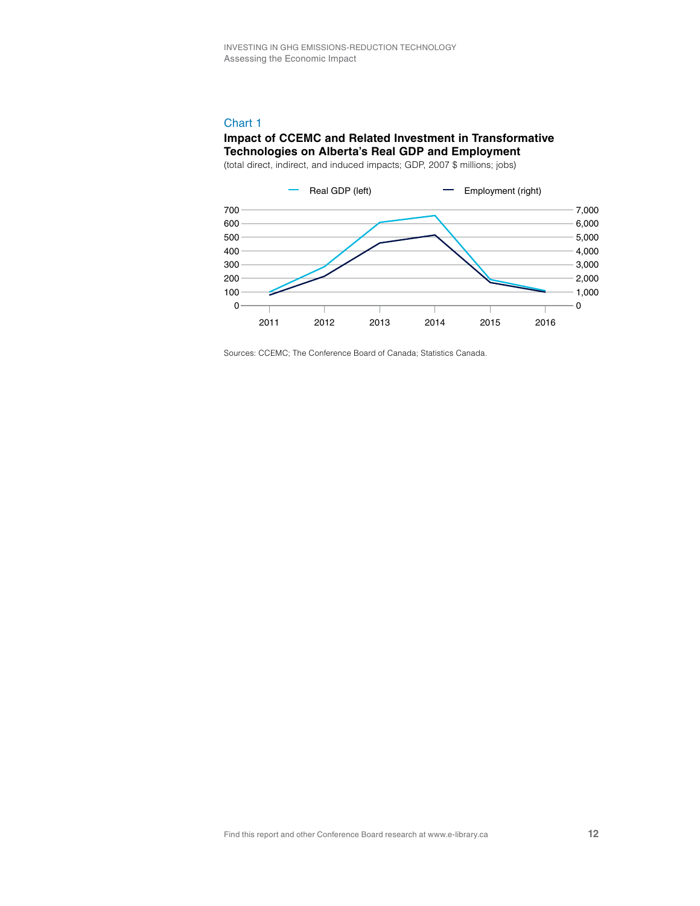Chart 1

**Impact of CCEMC and Related Investment in Transformative Technologies on Alberta's Real GDP and Employment**

(total direct, indirect, and induced impacts; GDP, 2007 $ millions; jobs)

Real GDP (left) Employment (right)

Sources: CCEMC; The Conference Board of Canada; Statistics Canada.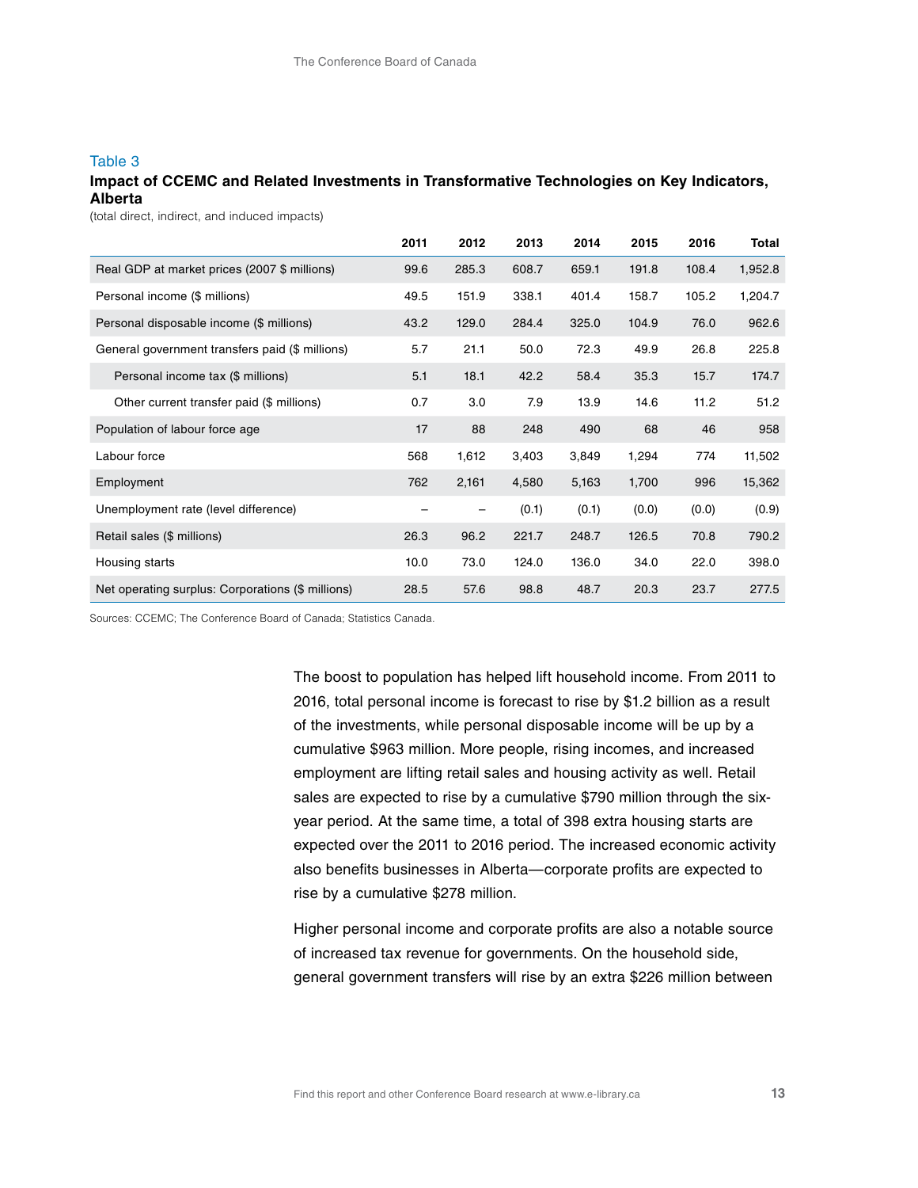Table 3

**Impact of CCEMC and Related Investments in Transformative Technologies on Key Indicators, Alberta**

(total direct, indirect, and induced impacts)

| | 2011 | 2012 | 2013 | 2014 | 2015 | 2016 | Total |
|---|---|---|---|---|---|---|---|
| Real GDP at market prices (2007 $ millions) | 99.6 | 285.3 | 608.7 | 659.1 | 191.8 | 108.4 | 1,952.8 |
| Personal income ($ millions) | 49.5 | 151.9 | 338.1 | 401.4 | 158.7 | 105.2 | 1,204.7 |
| Personal disposable income ($ millions) | 43.2 | 129.0 | 284.4 | 325.0 | 104.9 | 76.0 | 962.6 |
| General government transfers paid ($ millions) | 5.7 | 21.1 | 50.0 | 72.3 | 49.9 | 26.8 | 225.8 |
| Personal income tax ($ millions) | 5.1 | 18.1 | 42.2 | 58.4 | 35.3 | 15.7 | 174.7 |
| Other current transfer paid ($ millions) | 0.7 | 3.0 | 7.9 | 13.9 | 14.6 | 11.2 | 51.2 |
| Population of labour force age | 17 | 88 | 248 | 490 | 68 | 46 | 958 |
| Labour force | 568 | 1,612 | 3,403 | 3,849 | 1,294 | 774 | 11,502 |
| Employment | 762 | 2,161 | 4,580 | 5,163 | 1,700 | 996 | 15,362 |
| Unemployment rate (level difference) | – | – | (0.1) | (0.1) | (0.0) | (0.0) | (0.9) |
| Retail sales ($ millions) | 26.3 | 96.2 | 221.7 | 248.7 | 126.5 | 70.8 | 790.2 |
| Housing starts | 10.0 | 73.0 | 124.0 | 136.0 | 34.0 | 22.0 | 398.0 |
| Net operating surplus: Corporations ($ millions) | 28.5 | 57.6 | 98.8 | 48.7 | 20.3 | 23.7 | 277.5 |

Sources: CCEMC; The Conference Board of Canada; Statistics Canada.

The boost to population has helped lift household income. From 2011 to 2016, total personal income is forecast to rise by $1.2 billion as a result of the investments, while personal disposable income will be up by a cumulative $963 million. More people, rising incomes, and increased employment are lifting retail sales and housing activity as well. Retail sales are expected to rise by a cumulative $790 million through the six-year period. At the same time, a total of 398 extra housing starts are expected over the 2011 to 2016 period. The increased economic activity also benefits businesses in Alberta—corporate profits are expected to rise by a cumulative $278 million.

Higher personal income and corporate profits are also a notable source of increased tax revenue for governments. On the household side, general government transfers will rise by an extra $226 million between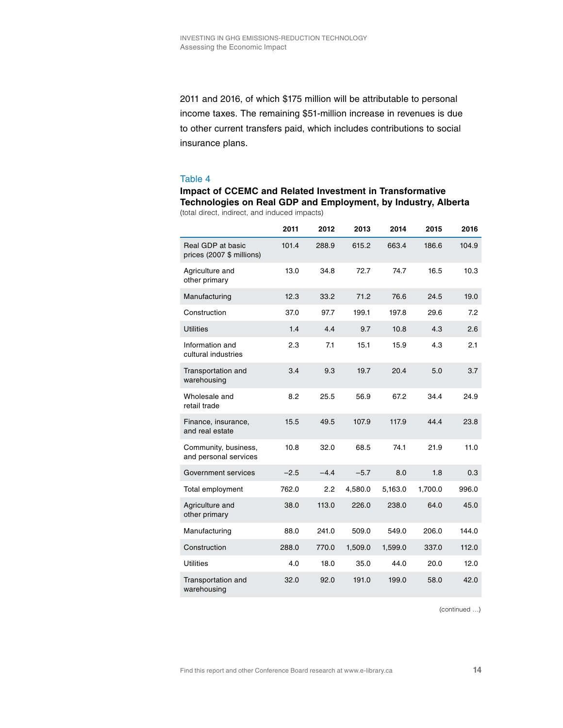2011 and 2016, of which $175 million will be attributable to personal income taxes. The remaining $51-million increase in revenues is due to other current transfers paid, which includes contributions to social insurance plans.

Table 4

**Impact of CCEMC and Related Investment in Transformative Technologies on Real GDP and Employment, by Industry, Alberta**

(total direct, indirect, and induced impacts)

| | 2011 | 2012 | 2013 | 2014 | 2015 | 2016 |
|---|---|---|---|---|---|---|
| Real GDP at basic prices (2007 $ millions) | 101.4 | 288.9 | 615.2 | 663.4 | 186.6 | 104.9 |
| Agriculture and other primary | 13.0 | 34.8 | 72.7 | 74.7 | 16.5 | 10.3 |
| Manufacturing | 12.3 | 33.2 | 71.2 | 76.6 | 24.5 | 19.0 |
| Construction | 37.0 | 97.7 | 199.1 | 197.8 | 29.6 | 7.2 |
| Utilities | 1.4 | 4.4 | 9.7 | 10.8 | 4.3 | 2.6 |
| Information and cultural industries | 2.3 | 7.1 | 15.1 | 15.9 | 4.3 | 2.1 |
| Transportation and warehousing | 3.4 | 9.3 | 19.7 | 20.4 | 5.0 | 3.7 |
| Wholesale and retail trade | 8.2 | 25.5 | 56.9 | 67.2 | 34.4 | 24.9 |
| Finance, insurance, and real estate | 15.5 | 49.5 | 107.9 | 117.9 | 44.4 | 23.8 |
| Community, business, and personal services | 10.8 | 32.0 | 68.5 | 74.1 | 21.9 | 11.0 |
| Government services | −2.5 | −4.4 | −5.7 | 8.0 | 1.8 | 0.3 |
| Total employment | 762.0 | 2.2 | 4,580.0 | 5,163.0 | 1,700.0 | 996.0 |
| Agriculture and other primary | 38.0 | 113.0 | 226.0 | 238.0 | 64.0 | 45.0 |
| Manufacturing | 88.0 | 241.0 | 509.0 | 549.0 | 206.0 | 144.0 |
| Construction | 288.0 | 770.0 | 1,509.0 | 1,599.0 | 337.0 | 112.0 |
| Utilities | 4.0 | 18.0 | 35.0 | 44.0 | 20.0 | 12.0 |
| Transportation and warehousing | 32.0 | 92.0 | 191.0 | 199.0 | 58.0 | 42.0 |

(continued ...)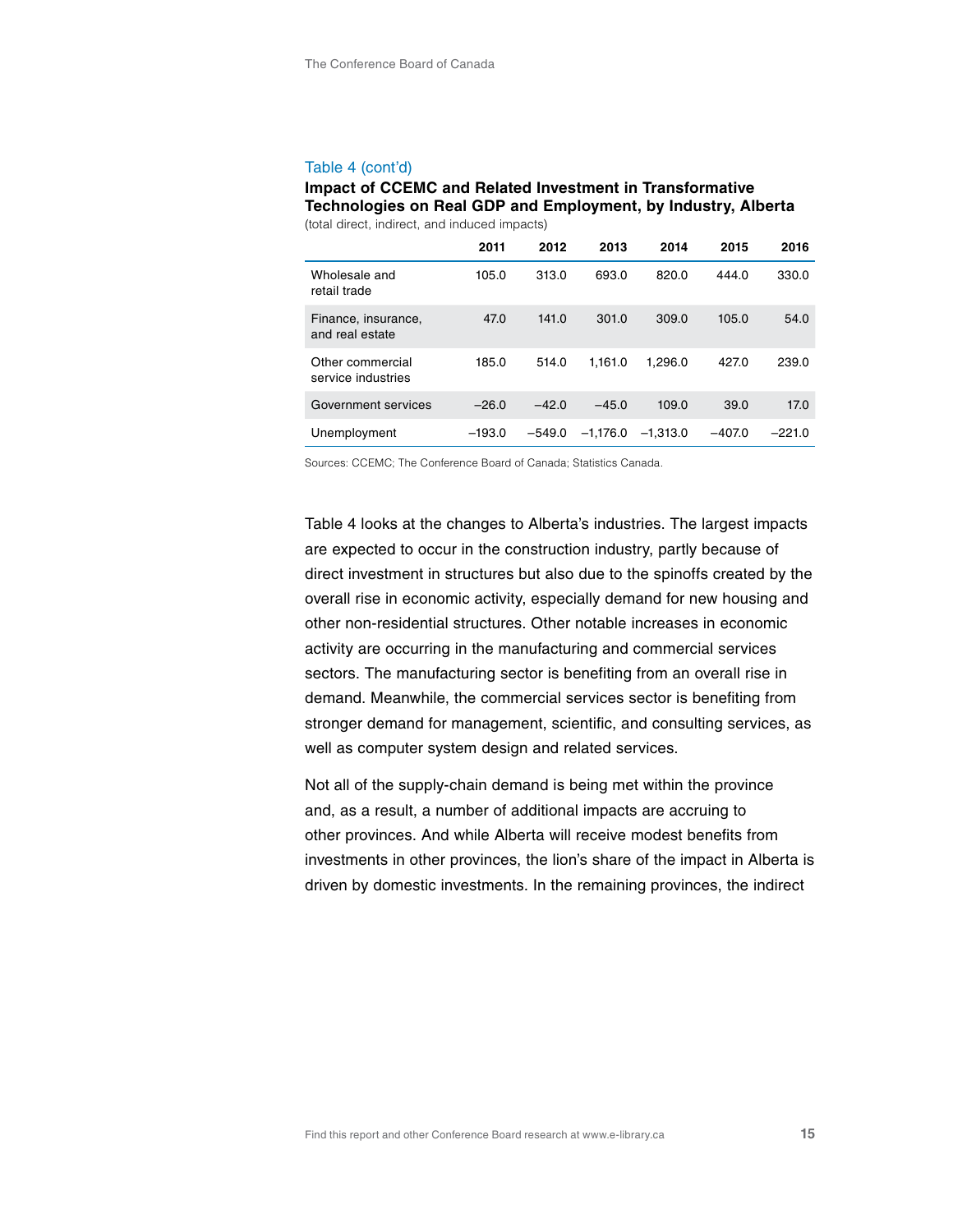Table 4 (cont'd)

**Impact of CCEMC and Related Investment in Transformative Technologies on Real GDP and Employment, by Industry, Alberta**

(total direct, indirect, and induced impacts)

| | 2011 | 2012 | 2013 | 2014 | 2015 | 2016 |
|---|---|---|---|---|---|---|
| Wholesale and retail trade | 105.0 | 313.0 | 693.0 | 820.0 | 444.0 | 330.0 |
| Finance, insurance, and real estate | 47.0 | 141.0 | 301.0 | 309.0 | 105.0 | 54.0 |
| Other commercial service industries | 185.0 | 514.0 | 1,161.0 | 1,296.0 | 427.0 | 239.0 |
| Government services | –26.0 | –42.0 | –45.0 | 109.0 | 39.0 | 17.0 |
| Unemployment | –193.0 | –549.0 | –1,176.0 | –1,313.0 | –407.0 | –221.0 |

Sources: CCEMC; The Conference Board of Canada; Statistics Canada.

Table 4 looks at the changes to Alberta's industries. The largest impacts are expected to occur in the construction industry, partly because of direct investment in structures but also due to the spinoffs created by the overall rise in economic activity, especially demand for new housing and other non-residential structures. Other notable increases in economic activity are occurring in the manufacturing and commercial services sectors. The manufacturing sector is benefiting from an overall rise in demand. Meanwhile, the commercial services sector is benefiting from stronger demand for management, scientific, and consulting services, as well as computer system design and related services.

Not all of the supply-chain demand is being met within the province and, as a result, a number of additional impacts are accruing to other provinces. And while Alberta will receive modest benefits from investments in other provinces, the lion's share of the impact in Alberta is driven by domestic investments. In the remaining provinces, the indirect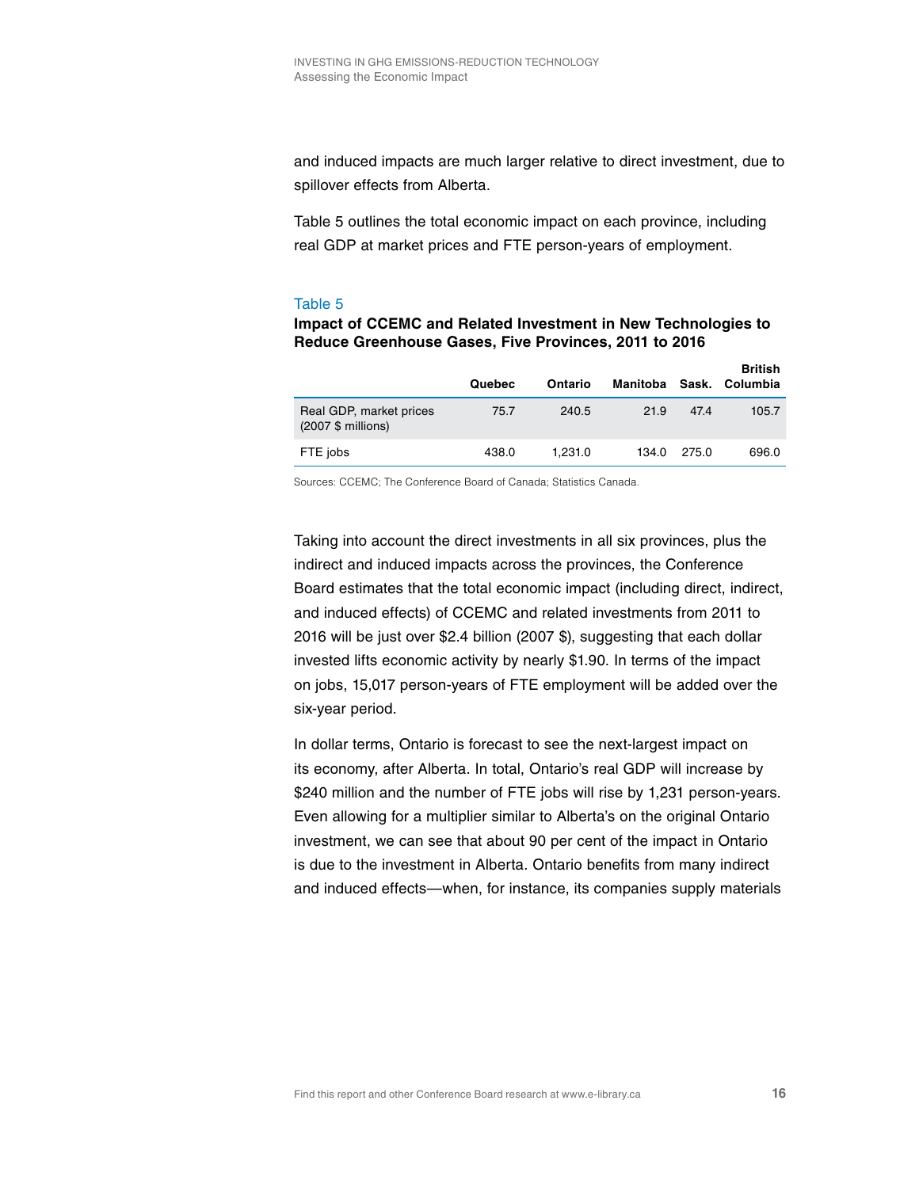and induced impacts are much larger relative to direct investment, due to spillover effects from Alberta.

Table 5 outlines the total economic impact on each province, including real GDP at market prices and FTE person-years of employment.

Table 5

**Impact of CCEMC and Related Investment in New Technologies to Reduce Greenhouse Gases, Five Provinces, 2011 to 2016**

| | Quebec | Ontario | Manitoba | Sask. | British Columbia |
|---|---|---|---|---|---|
| Real GDP, market prices (2007 $ millions) | 75.7 | 240.5 | 21.9 | 47.4 | 105.7 |
| FTE jobs | 438.0 | 1,231.0 | 134.0 | 275.0 | 696.0 |

Sources: CCEMC; The Conference Board of Canada; Statistics Canada.

Taking into account the direct investments in all six provinces, plus the indirect and induced impacts across the provinces, the Conference Board estimates that the total economic impact (including direct, indirect, and induced effects) of CCEMC and related investments from 2011 to 2016 will be just over $2.4 billion (2007 $), suggesting that each dollar invested lifts economic activity by nearly $1.90. In terms of the impact on jobs, 15,017 person-years of FTE employment will be added over the six-year period.

In dollar terms, Ontario is forecast to see the next-largest impact on its economy, after Alberta. In total, Ontario's real GDP will increase by $240 million and the number of FTE jobs will rise by 1,231 person-years. Even allowing for a multiplier similar to Alberta's on the original Ontario investment, we can see that about 90 per cent of the impact in Ontario is due to the investment in Alberta. Ontario benefits from many indirect and induced effects—when, for instance, its companies supply materials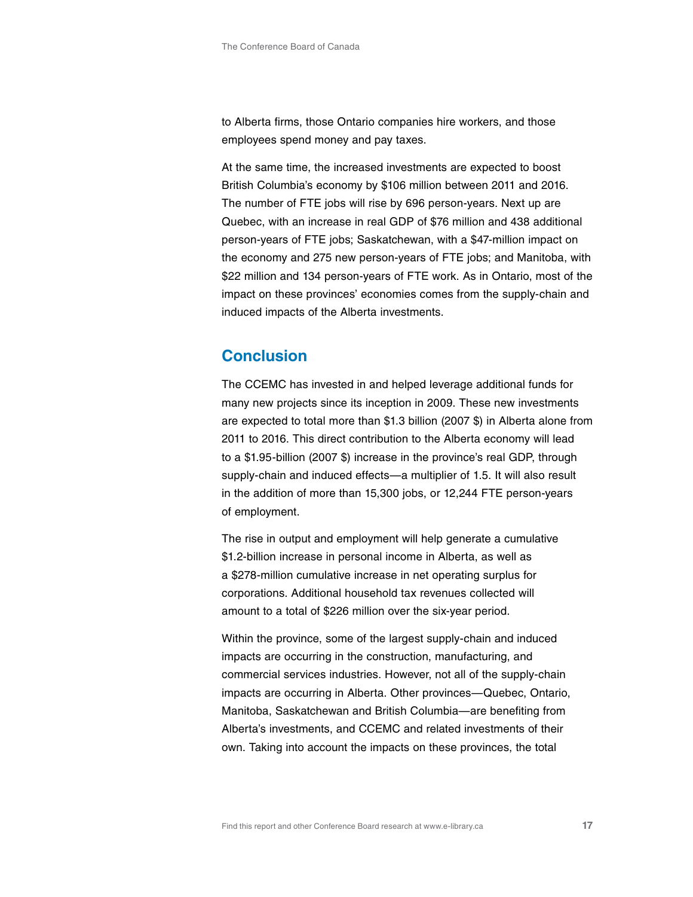to Alberta firms, those Ontario companies hire workers, and those employees spend money and pay taxes.

At the same time, the increased investments are expected to boost British Columbia's economy by $106 million between 2011 and 2016. The number of FTE jobs will rise by 696 person-years. Next up are Quebec, with an increase in real GDP of $76 million and 438 additional person-years of FTE jobs; Saskatchewan, with a $47-million impact on the economy and 275 new person-years of FTE jobs; and Manitoba, with $22 million and 134 person-years of FTE work. As in Ontario, most of the impact on these provinces' economies comes from the supply-chain and induced impacts of the Alberta investments.

## Conclusion

The CCEMC has invested in and helped leverage additional funds for many new projects since its inception in 2009. These new investments are expected to total more than $1.3 billion (2007 $) in Alberta alone from 2011 to 2016. This direct contribution to the Alberta economy will lead to a $1.95-billion (2007 $) increase in the province's real GDP, through supply-chain and induced effects—a multiplier of 1.5. It will also result in the addition of more than 15,300 jobs, or 12,244 FTE person-years of employment.

The rise in output and employment will help generate a cumulative $1.2-billion increase in personal income in Alberta, as well as a $278-million cumulative increase in net operating surplus for corporations. Additional household tax revenues collected will amount to a total of $226 million over the six-year period.

Within the province, some of the largest supply-chain and induced impacts are occurring in the construction, manufacturing, and commercial services industries. However, not all of the supply-chain impacts are occurring in Alberta. Other provinces—Quebec, Ontario, Manitoba, Saskatchewan and British Columbia—are benefiting from Alberta's investments, and CCEMC and related investments of their own. Taking into account the impacts on these provinces, the total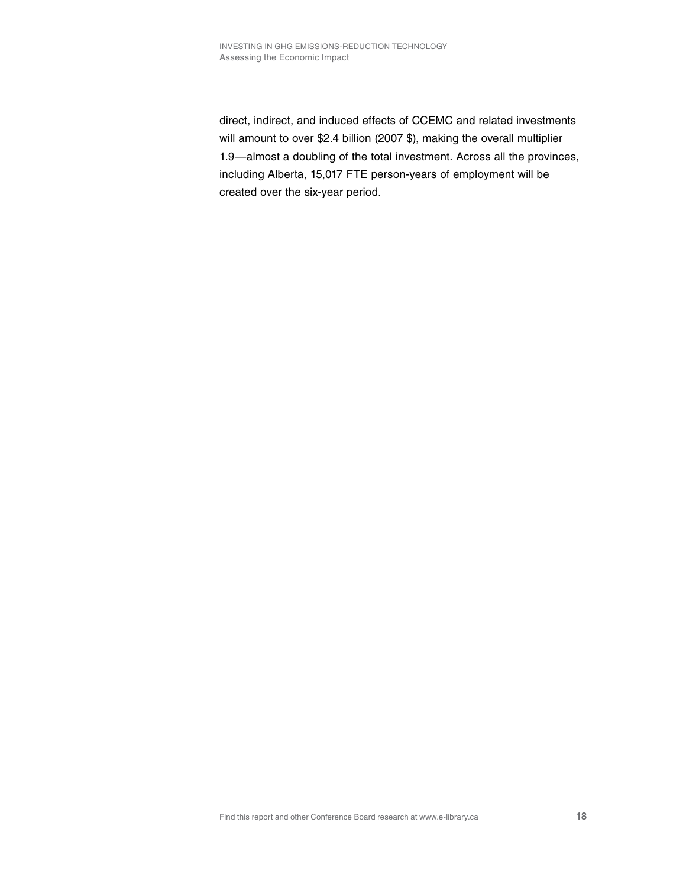direct, indirect, and induced effects of CCEMC and related investments will amount to over $2.4 billion (2007 $), making the overall multiplier 1.9—almost a doubling of the total investment. Across all the provinces, including Alberta, 15,017 FTE person-years of employment will be created over the six-year period.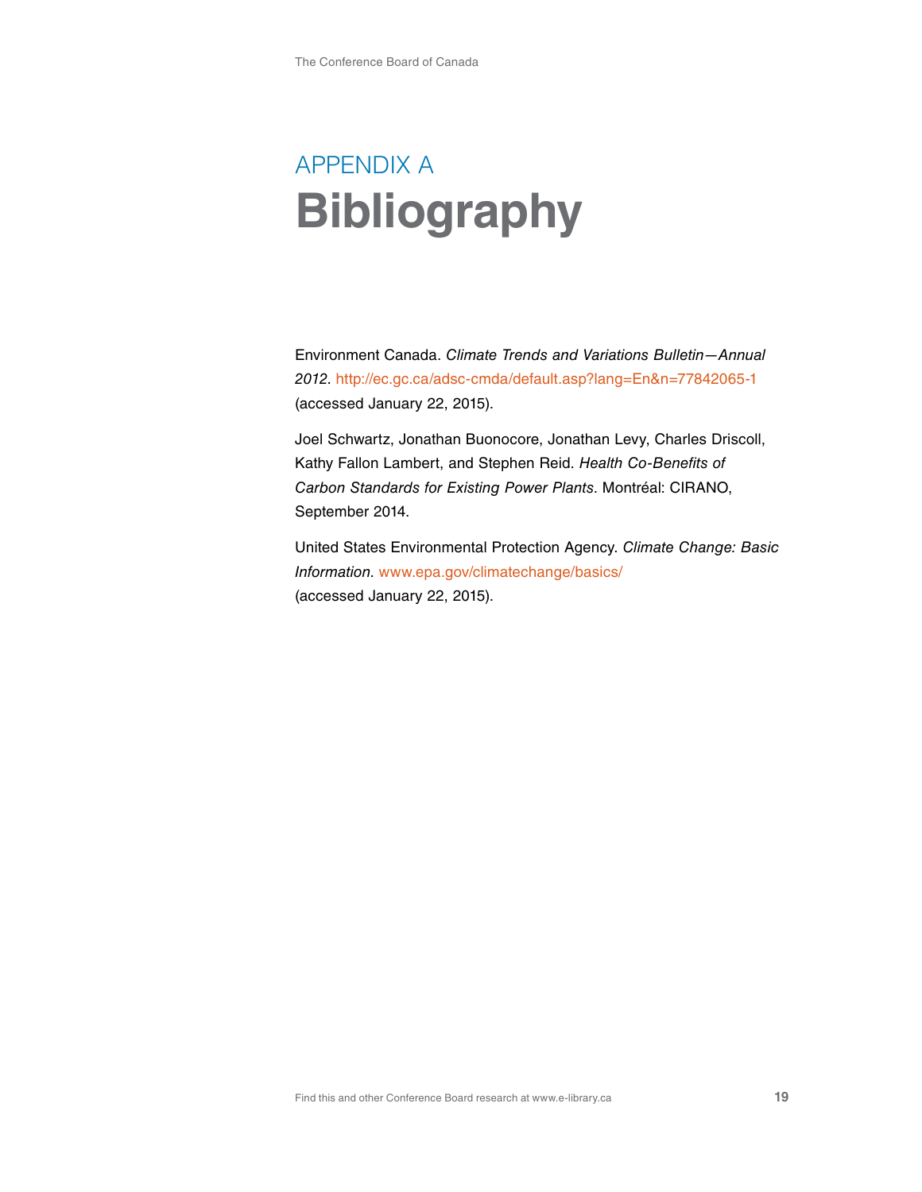# APPENDIX A
# Bibliography

Environment Canada. *Climate Trends and Variations Bulletin—Annual 2012*. http://ec.gc.ca/adsc-cmda/default.asp?lang=En&n=77842065-1 (accessed January 22, 2015).

Joel Schwartz, Jonathan Buonocore, Jonathan Levy, Charles Driscoll, Kathy Fallon Lambert, and Stephen Reid. *Health Co-Benefits of Carbon Standards for Existing Power Plants*. Montréal: CIRANO, September 2014.

United States Environmental Protection Agency. *Climate Change: Basic Information*. www.epa.gov/climatechange/basics/ (accessed January 22, 2015).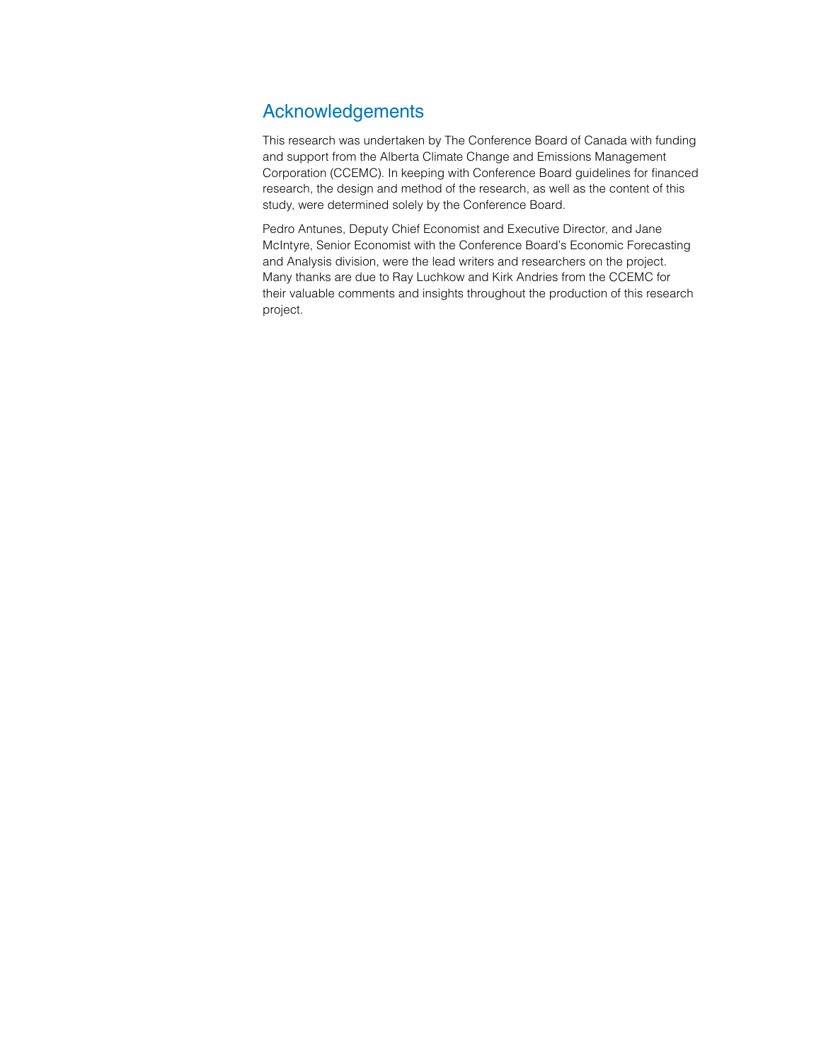## Acknowledgements

This research was undertaken by The Conference Board of Canada with funding and support from the Alberta Climate Change and Emissions Management Corporation (CCEMC). In keeping with Conference Board guidelines for financed research, the design and method of the research, as well as the content of this study, were determined solely by the Conference Board.

Pedro Antunes, Deputy Chief Economist and Executive Director, and Jane McIntyre, Senior Economist with the Conference Board's Economic Forecasting and Analysis division, were the lead writers and researchers on the project. Many thanks are due to Ray Luchkow and Kirk Andries from the CCEMC for their valuable comments and insights throughout the production of this research project.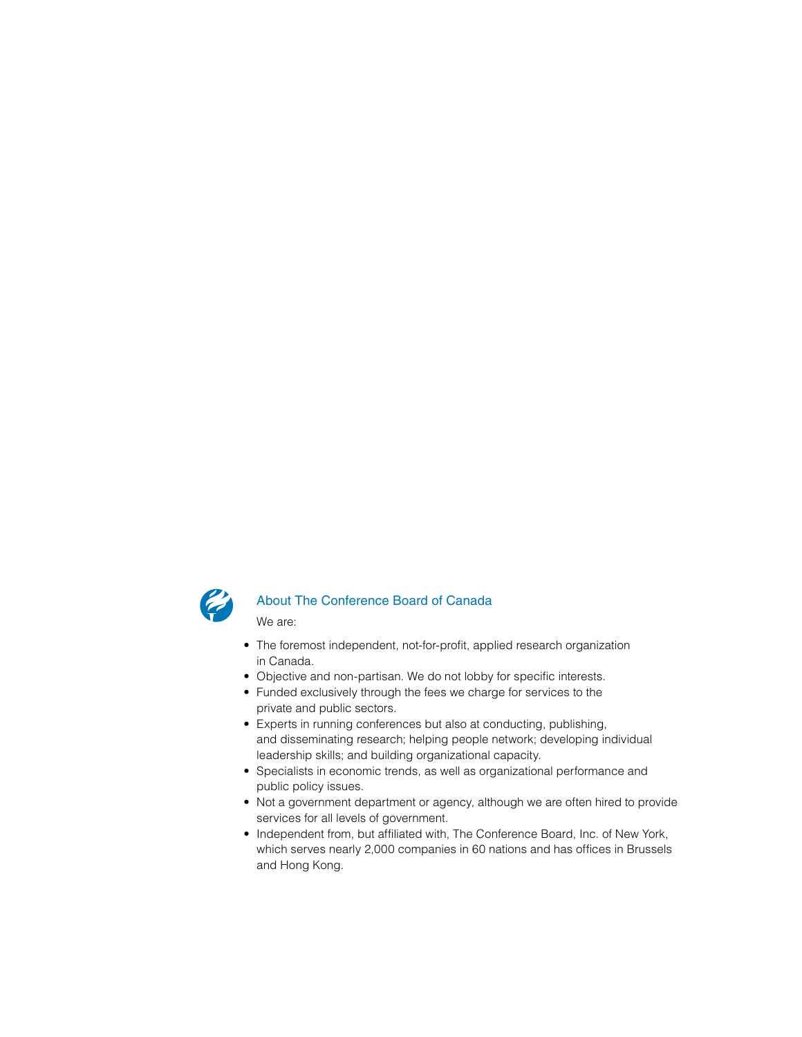## About The Conference Board of Canada

We are:

- The foremost independent, not-for-profit, applied research organization in Canada.
- Objective and non-partisan. We do not lobby for specific interests.
- Funded exclusively through the fees we charge for services to the private and public sectors.
- Experts in running conferences but also at conducting, publishing, and disseminating research; helping people network; developing individual leadership skills; and building organizational capacity.
- Specialists in economic trends, as well as organizational performance and public policy issues.
- Not a government department or agency, although we are often hired to provide services for all levels of government.
- Independent from, but affiliated with, The Conference Board, Inc. of New York, which serves nearly 2,000 companies in 60 nations and has offices in Brussels and Hong Kong.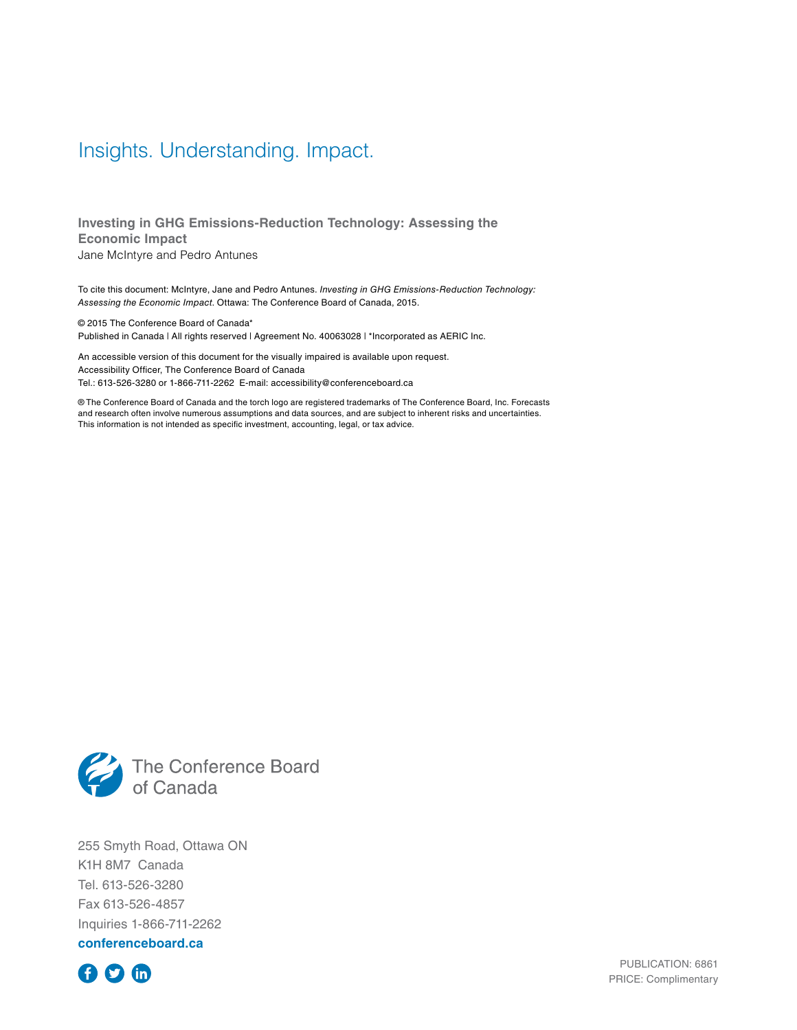Insights. Understanding. Impact.

**Investing in GHG Emissions-Reduction Technology: Assessing the Economic Impact**
Jane McIntyre and Pedro Antunes

To cite this document: McIntyre, Jane and Pedro Antunes. *Investing in GHG Emissions-Reduction Technology: Assessing the Economic Impact.* Ottawa: The Conference Board of Canada, 2015.

© 2015 The Conference Board of Canada*
Published in Canada | All rights reserved | Agreement No. 40063028 | *Incorporated as AERIC Inc.

An accessible version of this document for the visually impaired is available upon request.
Accessibility Officer, The Conference Board of Canada
Tel.: 613-526-3280 or 1-866-711-2262 E-mail: accessibility@conferenceboard.ca

® The Conference Board of Canada and the torch logo are registered trademarks of The Conference Board, Inc. Forecasts and research often involve numerous assumptions and data sources, and are subject to inherent risks and uncertainties. This information is not intended as specific investment, accounting, legal, or tax advice.

The Conference Board of Canada

255 Smyth Road, Ottawa ON
K1H 8M7 Canada
Tel. 613-526-3280
Fax 613-526-4857
Inquiries 1-866-711-2262
**conferenceboard.ca**

PUBLICATION: 6861
PRICE: Complimentary